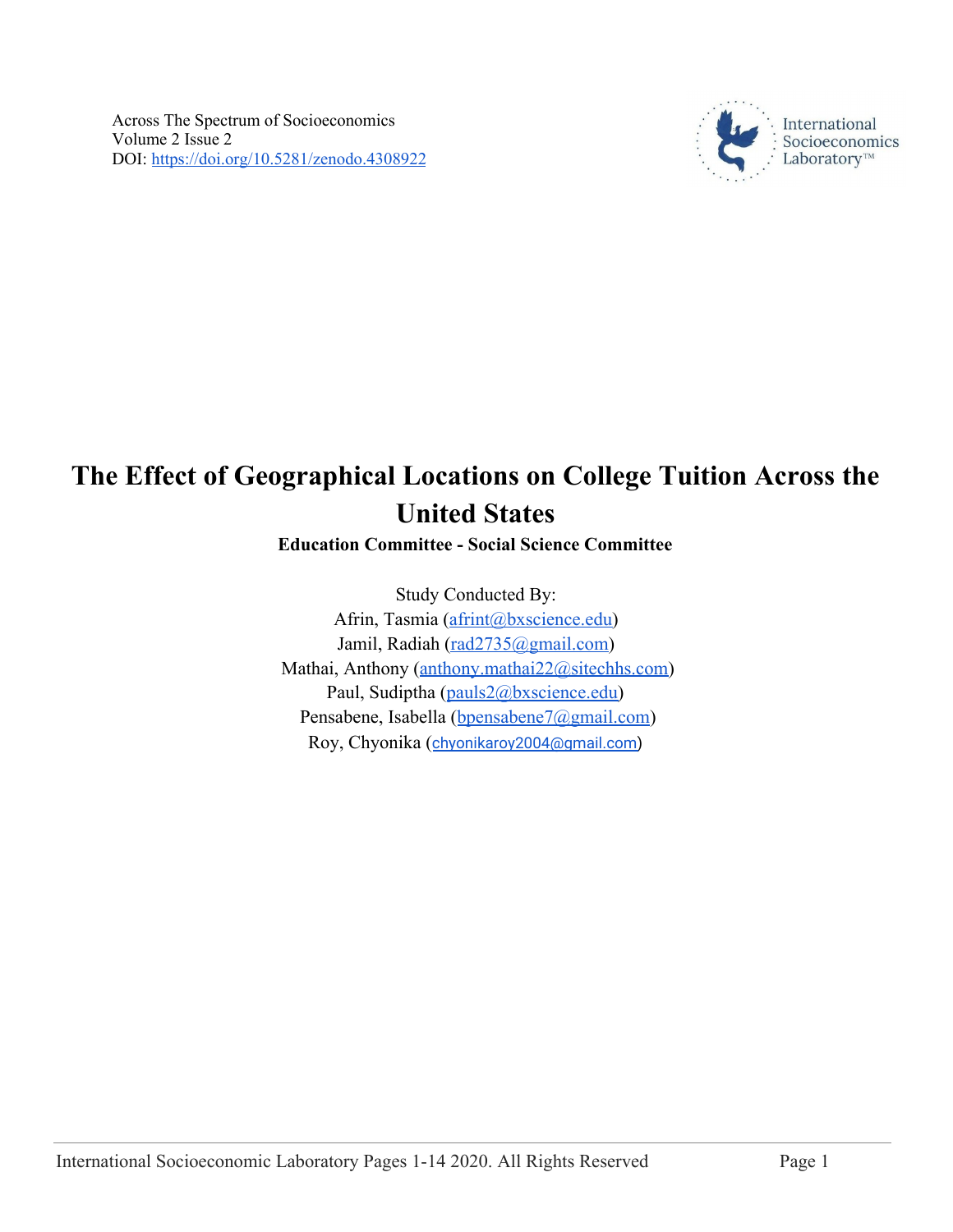Across The Spectrum of Socioeconomics
Volume 2 Issue 2
DOI: https://doi.org/10.5281/zenodo.4308922

# The Effect of Geographical Locations on College Tuition Across the United States

**Education Committee - Social Science Committee**

Study Conducted By:
Afrin, Tasmia (afrint@bxscience.edu)
Jamil, Radiah (rad2735@gmail.com)
Mathai, Anthony (anthony.mathai22@sitechhs.com)
Paul, Sudiptha (pauls2@bxscience.edu)
Pensabene, Isabella (bpensabene7@gmail.com)
Roy, Chyonika (chyonikaroy2004@gmail.com)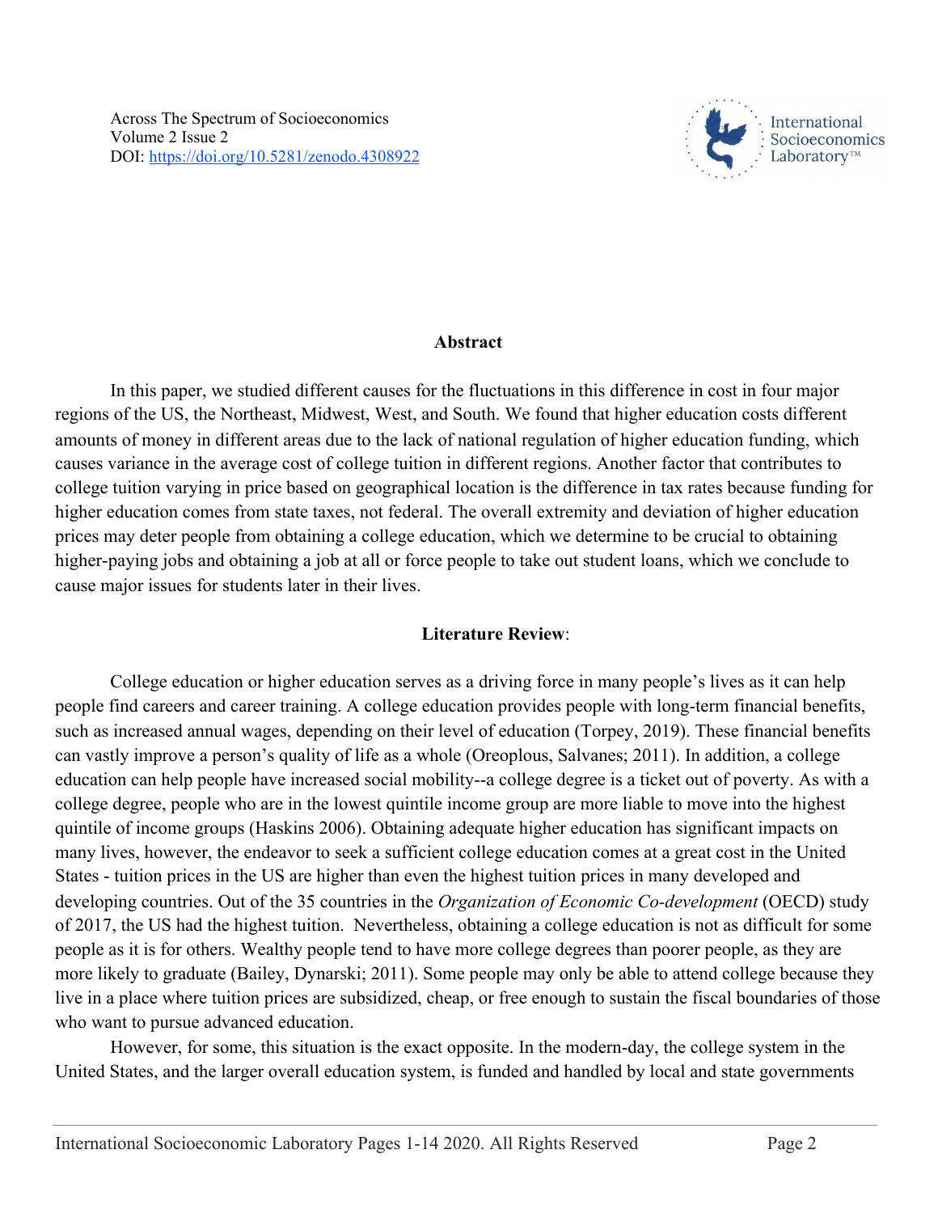## Abstract

In this paper, we studied different causes for the fluctuations in this difference in cost in four major regions of the US, the Northeast, Midwest, West, and South. We found that higher education costs different amounts of money in different areas due to the lack of national regulation of higher education funding, which causes variance in the average cost of college tuition in different regions. Another factor that contributes to college tuition varying in price based on geographical location is the difference in tax rates because funding for higher education comes from state taxes, not federal. The overall extremity and deviation of higher education prices may deter people from obtaining a college education, which we determine to be crucial to obtaining higher-paying jobs and obtaining a job at all or force people to take out student loans, which we conclude to cause major issues for students later in their lives.

## Literature Review:

College education or higher education serves as a driving force in many people's lives as it can help people find careers and career training. A college education provides people with long-term financial benefits, such as increased annual wages, depending on their level of education (Torpey, 2019). These financial benefits can vastly improve a person's quality of life as a whole (Oreoplous, Salvanes; 2011). In addition, a college education can help people have increased social mobility--a college degree is a ticket out of poverty. As with a college degree, people who are in the lowest quintile income group are more liable to move into the highest quintile of income groups (Haskins 2006). Obtaining adequate higher education has significant impacts on many lives, however, the endeavor to seek a sufficient college education comes at a great cost in the United States - tuition prices in the US are higher than even the highest tuition prices in many developed and developing countries. Out of the 35 countries in the *Organization of Economic Co-development* (OECD) study of 2017, the US had the highest tuition. Nevertheless, obtaining a college education is not as difficult for some people as it is for others. Wealthy people tend to have more college degrees than poorer people, as they are more likely to graduate (Bailey, Dynarski; 2011). Some people may only be able to attend college because they live in a place where tuition prices are subsidized, cheap, or free enough to sustain the fiscal boundaries of those who want to pursue advanced education.

However, for some, this situation is the exact opposite. In the modern-day, the college system in the United States, and the larger overall education system, is funded and handled by local and state governments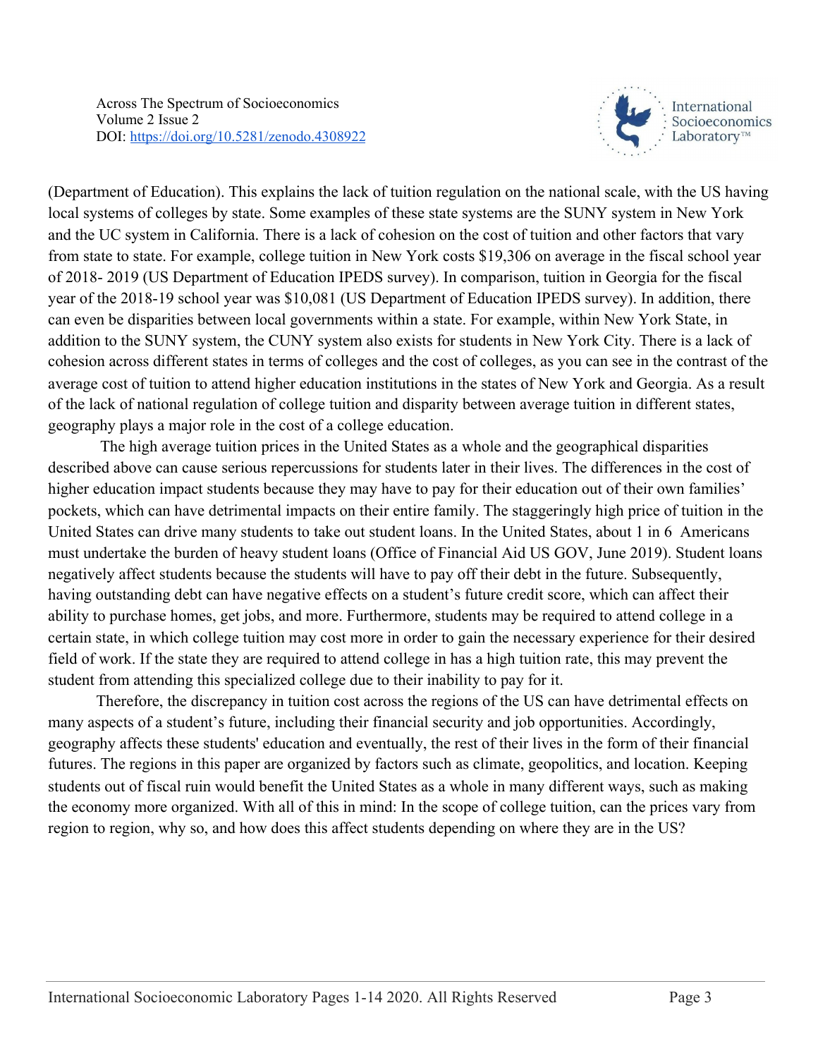(Department of Education). This explains the lack of tuition regulation on the national scale, with the US having local systems of colleges by state. Some examples of these state systems are the SUNY system in New York and the UC system in California. There is a lack of cohesion on the cost of tuition and other factors that vary from state to state. For example, college tuition in New York costs $19,306 on average in the fiscal school year of 2018- 2019 (US Department of Education IPEDS survey). In comparison, tuition in Georgia for the fiscal year of the 2018-19 school year was $10,081 (US Department of Education IPEDS survey). In addition, there can even be disparities between local governments within a state. For example, within New York State, in addition to the SUNY system, the CUNY system also exists for students in New York City. There is a lack of cohesion across different states in terms of colleges and the cost of colleges, as you can see in the contrast of the average cost of tuition to attend higher education institutions in the states of New York and Georgia. As a result of the lack of national regulation of college tuition and disparity between average tuition in different states, geography plays a major role in the cost of a college education.

The high average tuition prices in the United States as a whole and the geographical disparities described above can cause serious repercussions for students later in their lives. The differences in the cost of higher education impact students because they may have to pay for their education out of their own families' pockets, which can have detrimental impacts on their entire family. The staggeringly high price of tuition in the United States can drive many students to take out student loans. In the United States, about 1 in 6 Americans must undertake the burden of heavy student loans (Office of Financial Aid US GOV, June 2019). Student loans negatively affect students because the students will have to pay off their debt in the future. Subsequently, having outstanding debt can have negative effects on a student's future credit score, which can affect their ability to purchase homes, get jobs, and more. Furthermore, students may be required to attend college in a certain state, in which college tuition may cost more in order to gain the necessary experience for their desired field of work. If the state they are required to attend college in has a high tuition rate, this may prevent the student from attending this specialized college due to their inability to pay for it.

Therefore, the discrepancy in tuition cost across the regions of the US can have detrimental effects on many aspects of a student's future, including their financial security and job opportunities. Accordingly, geography affects these students' education and eventually, the rest of their lives in the form of their financial futures. The regions in this paper are organized by factors such as climate, geopolitics, and location. Keeping students out of fiscal ruin would benefit the United States as a whole in many different ways, such as making the economy more organized. With all of this in mind: In the scope of college tuition, can the prices vary from region to region, why so, and how does this affect students depending on where they are in the US?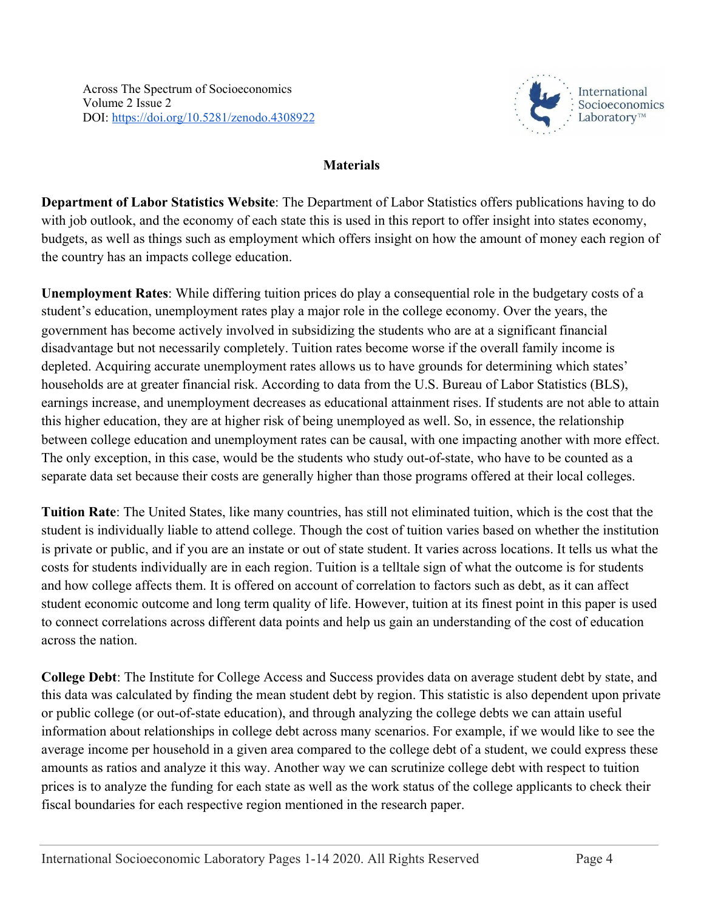## Materials

**Department of Labor Statistics Website**: The Department of Labor Statistics offers publications having to do with job outlook, and the economy of each state this is used in this report to offer insight into states economy, budgets, as well as things such as employment which offers insight on how the amount of money each region of the country has an impacts college education.

**Unemployment Rates**: While differing tuition prices do play a consequential role in the budgetary costs of a student's education, unemployment rates play a major role in the college economy. Over the years, the government has become actively involved in subsidizing the students who are at a significant financial disadvantage but not necessarily completely. Tuition rates become worse if the overall family income is depleted. Acquiring accurate unemployment rates allows us to have grounds for determining which states' households are at greater financial risk. According to data from the U.S. Bureau of Labor Statistics (BLS), earnings increase, and unemployment decreases as educational attainment rises. If students are not able to attain this higher education, they are at higher risk of being unemployed as well. So, in essence, the relationship between college education and unemployment rates can be causal, with one impacting another with more effect. The only exception, in this case, would be the students who study out-of-state, who have to be counted as a separate data set because their costs are generally higher than those programs offered at their local colleges.

**Tuition Rate**: The United States, like many countries, has still not eliminated tuition, which is the cost that the student is individually liable to attend college. Though the cost of tuition varies based on whether the institution is private or public, and if you are an instate or out of state student. It varies across locations. It tells us what the costs for students individually are in each region. Tuition is a telltale sign of what the outcome is for students and how college affects them. It is offered on account of correlation to factors such as debt, as it can affect student economic outcome and long term quality of life. However, tuition at its finest point in this paper is used to connect correlations across different data points and help us gain an understanding of the cost of education across the nation.

**College Debt**: The Institute for College Access and Success provides data on average student debt by state, and this data was calculated by finding the mean student debt by region. This statistic is also dependent upon private or public college (or out-of-state education), and through analyzing the college debts we can attain useful information about relationships in college debt across many scenarios. For example, if we would like to see the average income per household in a given area compared to the college debt of a student, we could express these amounts as ratios and analyze it this way. Another way we can scrutinize college debt with respect to tuition prices is to analyze the funding for each state as well as the work status of the college applicants to check their fiscal boundaries for each respective region mentioned in the research paper.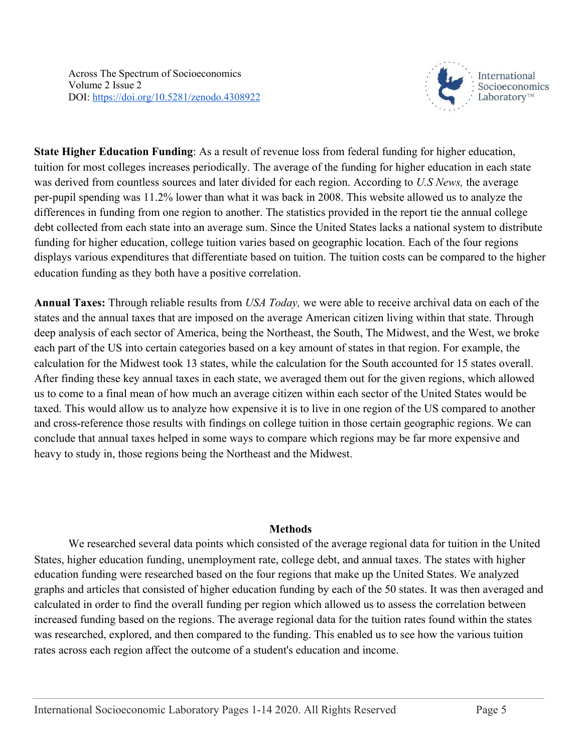**State Higher Education Funding**: As a result of revenue loss from federal funding for higher education, tuition for most colleges increases periodically. The average of the funding for higher education in each state was derived from countless sources and later divided for each region. According to *U.S News,* the average per-pupil spending was 11.2% lower than what it was back in 2008. This website allowed us to analyze the differences in funding from one region to another. The statistics provided in the report tie the annual college debt collected from each state into an average sum. Since the United States lacks a national system to distribute funding for higher education, college tuition varies based on geographic location. Each of the four regions displays various expenditures that differentiate based on tuition. The tuition costs can be compared to the higher education funding as they both have a positive correlation.

**Annual Taxes:** Through reliable results from *USA Today,* we were able to receive archival data on each of the states and the annual taxes that are imposed on the average American citizen living within that state. Through deep analysis of each sector of America, being the Northeast, the South, The Midwest, and the West, we broke each part of the US into certain categories based on a key amount of states in that region. For example, the calculation for the Midwest took 13 states, while the calculation for the South accounted for 15 states overall. After finding these key annual taxes in each state, we averaged them out for the given regions, which allowed us to come to a final mean of how much an average citizen within each sector of the United States would be taxed. This would allow us to analyze how expensive it is to live in one region of the US compared to another and cross-reference those results with findings on college tuition in those certain geographic regions. We can conclude that annual taxes helped in some ways to compare which regions may be far more expensive and heavy to study in, those regions being the Northeast and the Midwest.

## Methods

We researched several data points which consisted of the average regional data for tuition in the United States, higher education funding, unemployment rate, college debt, and annual taxes. The states with higher education funding were researched based on the four regions that make up the United States. We analyzed graphs and articles that consisted of higher education funding by each of the 50 states. It was then averaged and calculated in order to find the overall funding per region which allowed us to assess the correlation between increased funding based on the regions. The average regional data for the tuition rates found within the states was researched, explored, and then compared to the funding. This enabled us to see how the various tuition rates across each region affect the outcome of a student's education and income.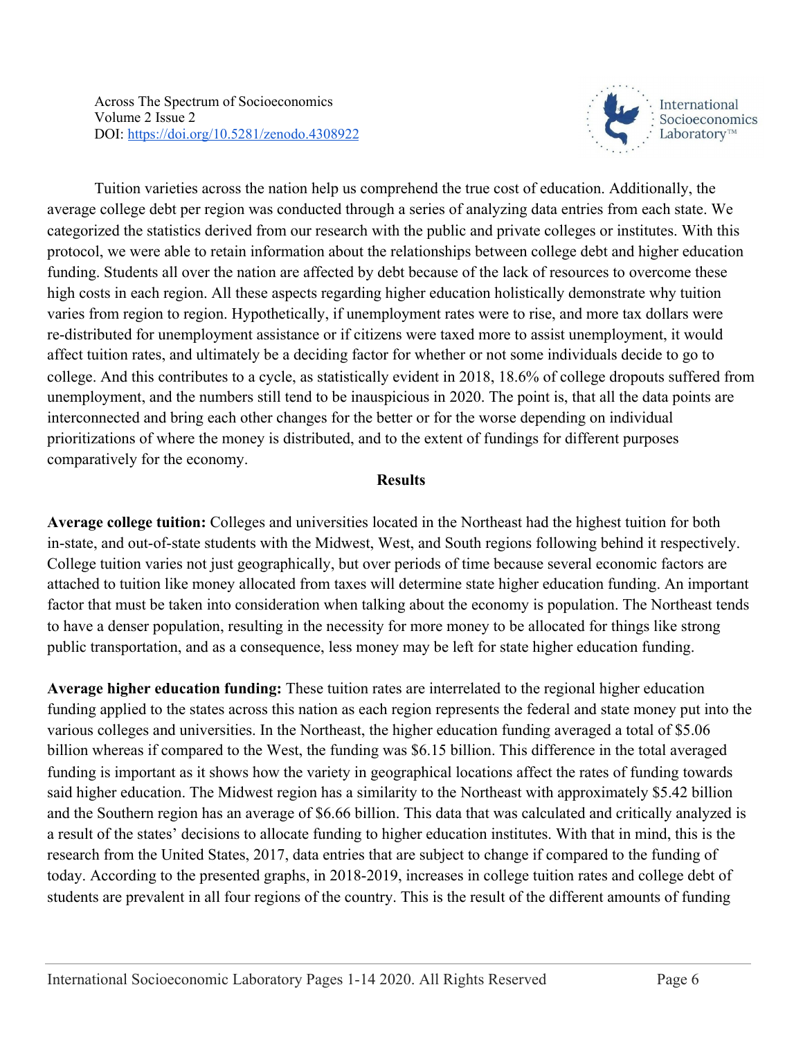Tuition varieties across the nation help us comprehend the true cost of education. Additionally, the average college debt per region was conducted through a series of analyzing data entries from each state. We categorized the statistics derived from our research with the public and private colleges or institutes. With this protocol, we were able to retain information about the relationships between college debt and higher education funding. Students all over the nation are affected by debt because of the lack of resources to overcome these high costs in each region. All these aspects regarding higher education holistically demonstrate why tuition varies from region to region. Hypothetically, if unemployment rates were to rise, and more tax dollars were re-distributed for unemployment assistance or if citizens were taxed more to assist unemployment, it would affect tuition rates, and ultimately be a deciding factor for whether or not some individuals decide to go to college. And this contributes to a cycle, as statistically evident in 2018, 18.6% of college dropouts suffered from unemployment, and the numbers still tend to be inauspicious in 2020. The point is, that all the data points are interconnected and bring each other changes for the better or for the worse depending on individual prioritizations of where the money is distributed, and to the extent of fundings for different purposes comparatively for the economy.

## Results

**Average college tuition:** Colleges and universities located in the Northeast had the highest tuition for both in-state, and out-of-state students with the Midwest, West, and South regions following behind it respectively. College tuition varies not just geographically, but over periods of time because several economic factors are attached to tuition like money allocated from taxes will determine state higher education funding. An important factor that must be taken into consideration when talking about the economy is population. The Northeast tends to have a denser population, resulting in the necessity for more money to be allocated for things like strong public transportation, and as a consequence, less money may be left for state higher education funding.

**Average higher education funding:** These tuition rates are interrelated to the regional higher education funding applied to the states across this nation as each region represents the federal and state money put into the various colleges and universities. In the Northeast, the higher education funding averaged a total of $5.06 billion whereas if compared to the West, the funding was $6.15 billion. This difference in the total averaged funding is important as it shows how the variety in geographical locations affect the rates of funding towards said higher education. The Midwest region has a similarity to the Northeast with approximately $5.42 billion and the Southern region has an average of $6.66 billion. This data that was calculated and critically analyzed is a result of the states' decisions to allocate funding to higher education institutes. With that in mind, this is the research from the United States, 2017, data entries that are subject to change if compared to the funding of today. According to the presented graphs, in 2018-2019, increases in college tuition rates and college debt of students are prevalent in all four regions of the country. This is the result of the different amounts of funding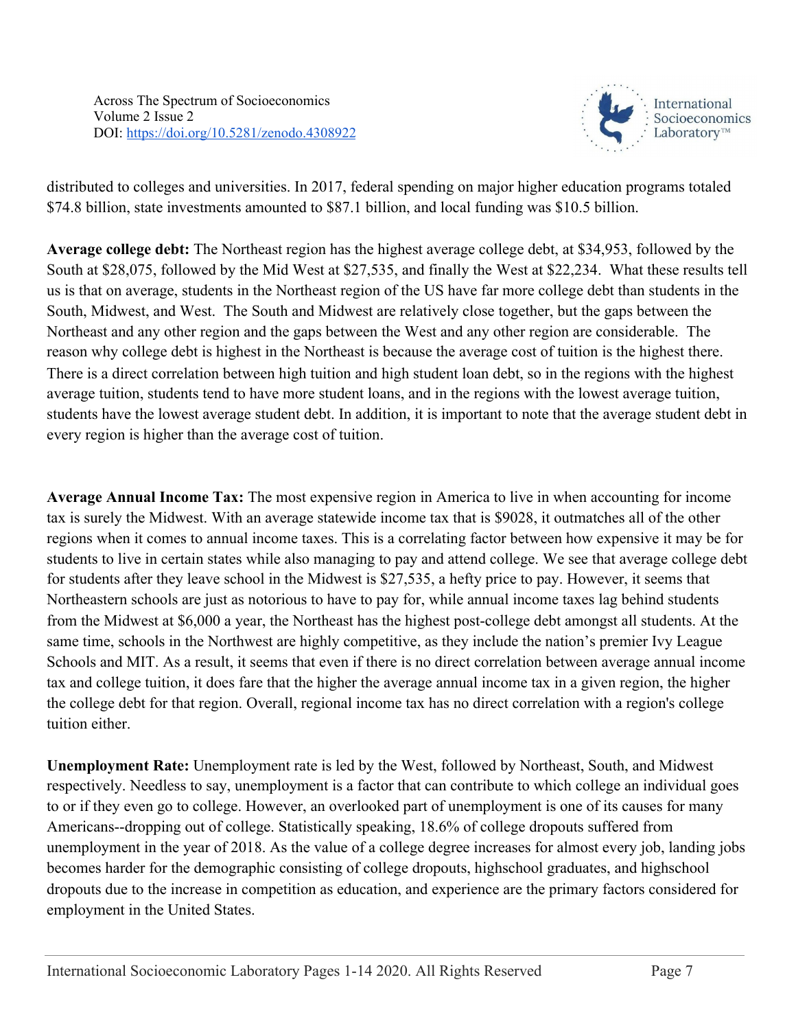distributed to colleges and universities. In 2017, federal spending on major higher education programs totaled $74.8 billion, state investments amounted to $87.1 billion, and local funding was $10.5 billion.

**Average college debt:** The Northeast region has the highest average college debt, at $34,953, followed by the South at $28,075, followed by the Mid West at $27,535, and finally the West at $22,234. What these results tell us is that on average, students in the Northeast region of the US have far more college debt than students in the South, Midwest, and West. The South and Midwest are relatively close together, but the gaps between the Northeast and any other region and the gaps between the West and any other region are considerable. The reason why college debt is highest in the Northeast is because the average cost of tuition is the highest there. There is a direct correlation between high tuition and high student loan debt, so in the regions with the highest average tuition, students tend to have more student loans, and in the regions with the lowest average tuition, students have the lowest average student debt. In addition, it is important to note that the average student debt in every region is higher than the average cost of tuition.

**Average Annual Income Tax:** The most expensive region in America to live in when accounting for income tax is surely the Midwest. With an average statewide income tax that is $9028, it outmatches all of the other regions when it comes to annual income taxes. This is a correlating factor between how expensive it may be for students to live in certain states while also managing to pay and attend college. We see that average college debt for students after they leave school in the Midwest is $27,535, a hefty price to pay. However, it seems that Northeastern schools are just as notorious to have to pay for, while annual income taxes lag behind students from the Midwest at $6,000 a year, the Northeast has the highest post-college debt amongst all students. At the same time, schools in the Northwest are highly competitive, as they include the nation's premier Ivy League Schools and MIT. As a result, it seems that even if there is no direct correlation between average annual income tax and college tuition, it does fare that the higher the average annual income tax in a given region, the higher the college debt for that region. Overall, regional income tax has no direct correlation with a region's college tuition either.

**Unemployment Rate:** Unemployment rate is led by the West, followed by Northeast, South, and Midwest respectively. Needless to say, unemployment is a factor that can contribute to which college an individual goes to or if they even go to college. However, an overlooked part of unemployment is one of its causes for many Americans--dropping out of college. Statistically speaking, 18.6% of college dropouts suffered from unemployment in the year of 2018. As the value of a college degree increases for almost every job, landing jobs becomes harder for the demographic consisting of college dropouts, highschool graduates, and highschool dropouts due to the increase in competition as education, and experience are the primary factors considered for employment in the United States.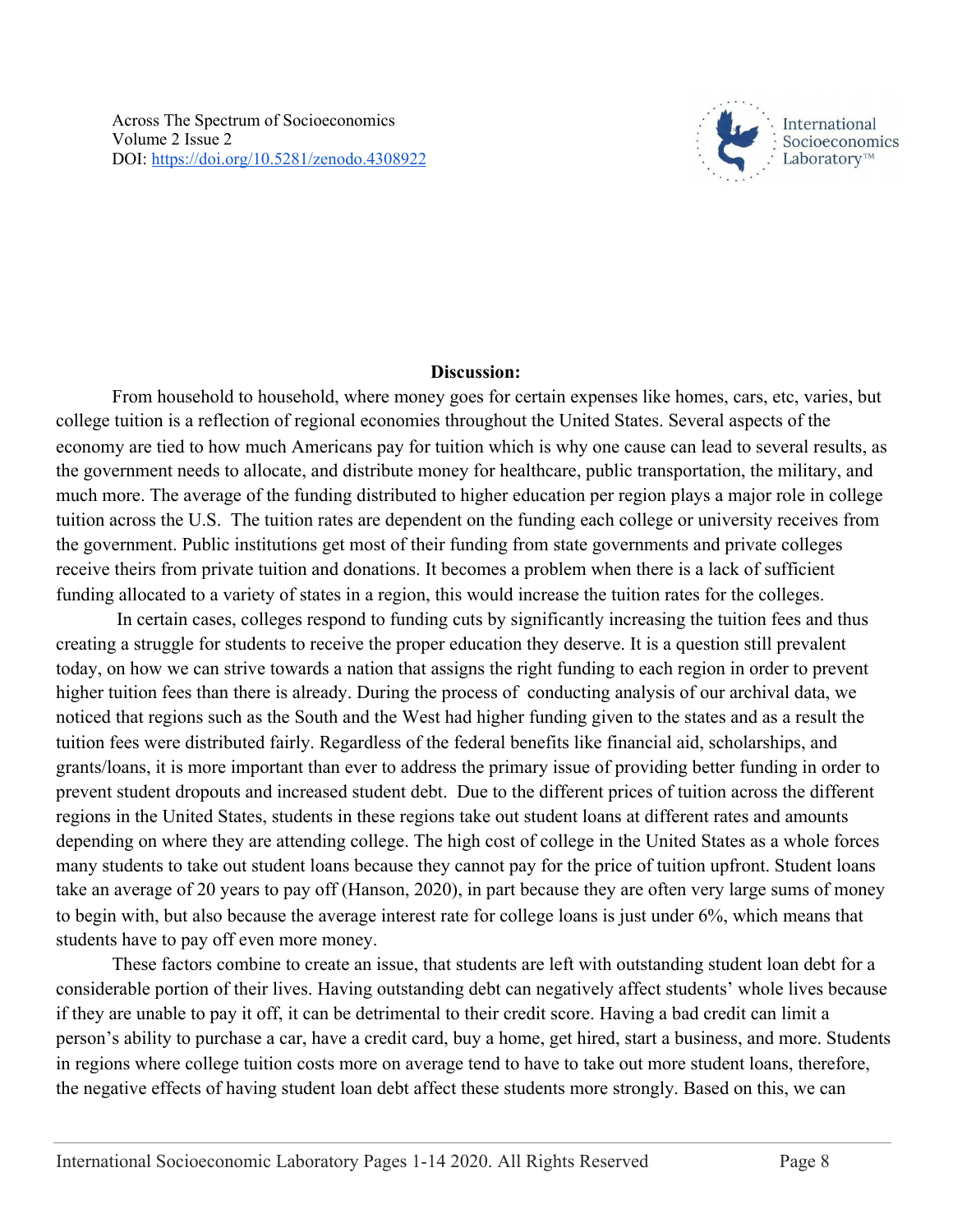## Discussion:

From household to household, where money goes for certain expenses like homes, cars, etc, varies, but college tuition is a reflection of regional economies throughout the United States. Several aspects of the economy are tied to how much Americans pay for tuition which is why one cause can lead to several results, as the government needs to allocate, and distribute money for healthcare, public transportation, the military, and much more. The average of the funding distributed to higher education per region plays a major role in college tuition across the U.S. The tuition rates are dependent on the funding each college or university receives from the government. Public institutions get most of their funding from state governments and private colleges receive theirs from private tuition and donations. It becomes a problem when there is a lack of sufficient funding allocated to a variety of states in a region, this would increase the tuition rates for the colleges.

In certain cases, colleges respond to funding cuts by significantly increasing the tuition fees and thus creating a struggle for students to receive the proper education they deserve. It is a question still prevalent today, on how we can strive towards a nation that assigns the right funding to each region in order to prevent higher tuition fees than there is already. During the process of conducting analysis of our archival data, we noticed that regions such as the South and the West had higher funding given to the states and as a result the tuition fees were distributed fairly. Regardless of the federal benefits like financial aid, scholarships, and grants/loans, it is more important than ever to address the primary issue of providing better funding in order to prevent student dropouts and increased student debt. Due to the different prices of tuition across the different regions in the United States, students in these regions take out student loans at different rates and amounts depending on where they are attending college. The high cost of college in the United States as a whole forces many students to take out student loans because they cannot pay for the price of tuition upfront. Student loans take an average of 20 years to pay off (Hanson, 2020), in part because they are often very large sums of money to begin with, but also because the average interest rate for college loans is just under 6%, which means that students have to pay off even more money.

These factors combine to create an issue, that students are left with outstanding student loan debt for a considerable portion of their lives. Having outstanding debt can negatively affect students' whole lives because if they are unable to pay it off, it can be detrimental to their credit score. Having a bad credit can limit a person's ability to purchase a car, have a credit card, buy a home, get hired, start a business, and more. Students in regions where college tuition costs more on average tend to have to take out more student loans, therefore, the negative effects of having student loan debt affect these students more strongly. Based on this, we can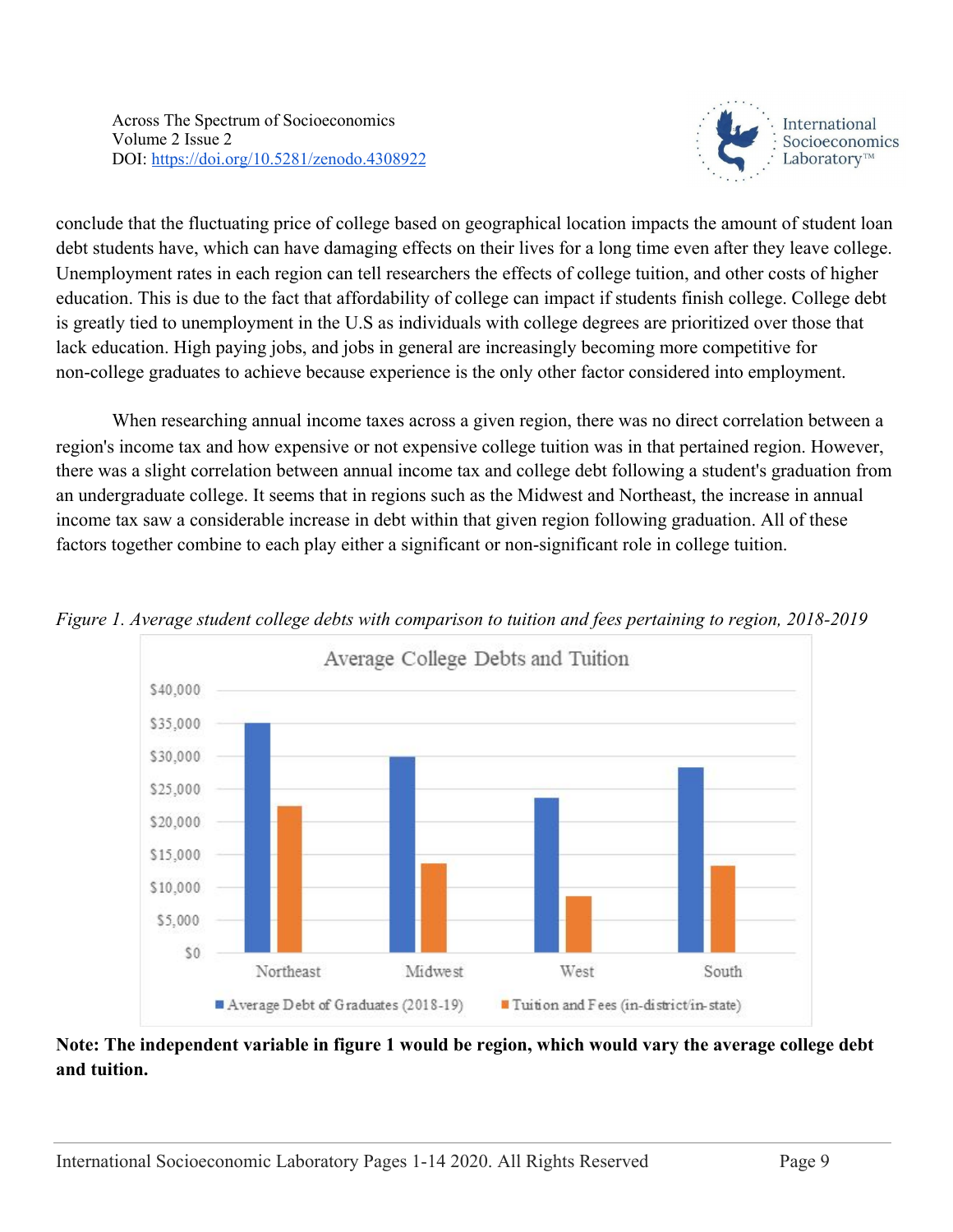conclude that the fluctuating price of college based on geographical location impacts the amount of student loan debt students have, which can have damaging effects on their lives for a long time even after they leave college. Unemployment rates in each region can tell researchers the effects of college tuition, and other costs of higher education. This is due to the fact that affordability of college can impact if students finish college. College debt is greatly tied to unemployment in the U.S as individuals with college degrees are prioritized over those that lack education. High paying jobs, and jobs in general are increasingly becoming more competitive for non-college graduates to achieve because experience is the only other factor considered into employment.

When researching annual income taxes across a given region, there was no direct correlation between a region's income tax and how expensive or not expensive college tuition was in that pertained region. However, there was a slight correlation between annual income tax and college debt following a student's graduation from an undergraduate college. It seems that in regions such as the Midwest and Northeast, the increase in annual income tax saw a considerable increase in debt within that given region following graduation. All of these factors together combine to each play either a significant or non-significant role in college tuition.

*Figure 1. Average student college debts with comparison to tuition and fees pertaining to region, 2018-2019*

**Note: The independent variable in figure 1 would be region, which would vary the average college debt and tuition.**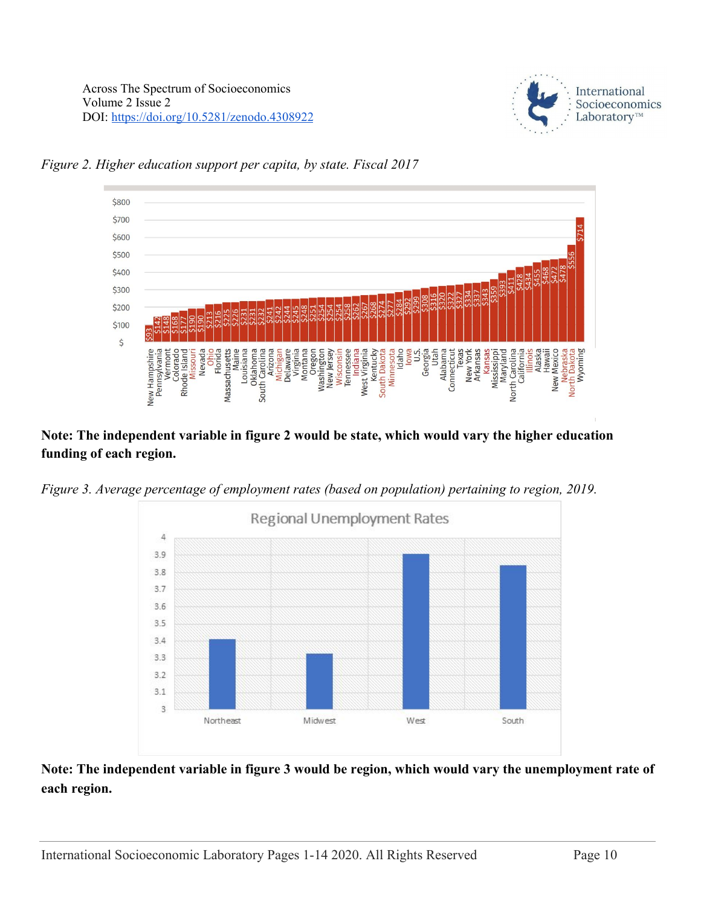*Figure 2. Higher education support per capita, by state. Fiscal 2017*

**Note: The independent variable in figure 2 would be state, which would vary the higher education funding of each region.**

*Figure 3. Average percentage of employment rates (based on population) pertaining to region, 2019.*

**Note: The independent variable in figure 3 would be region, which would vary the unemployment rate of each region.**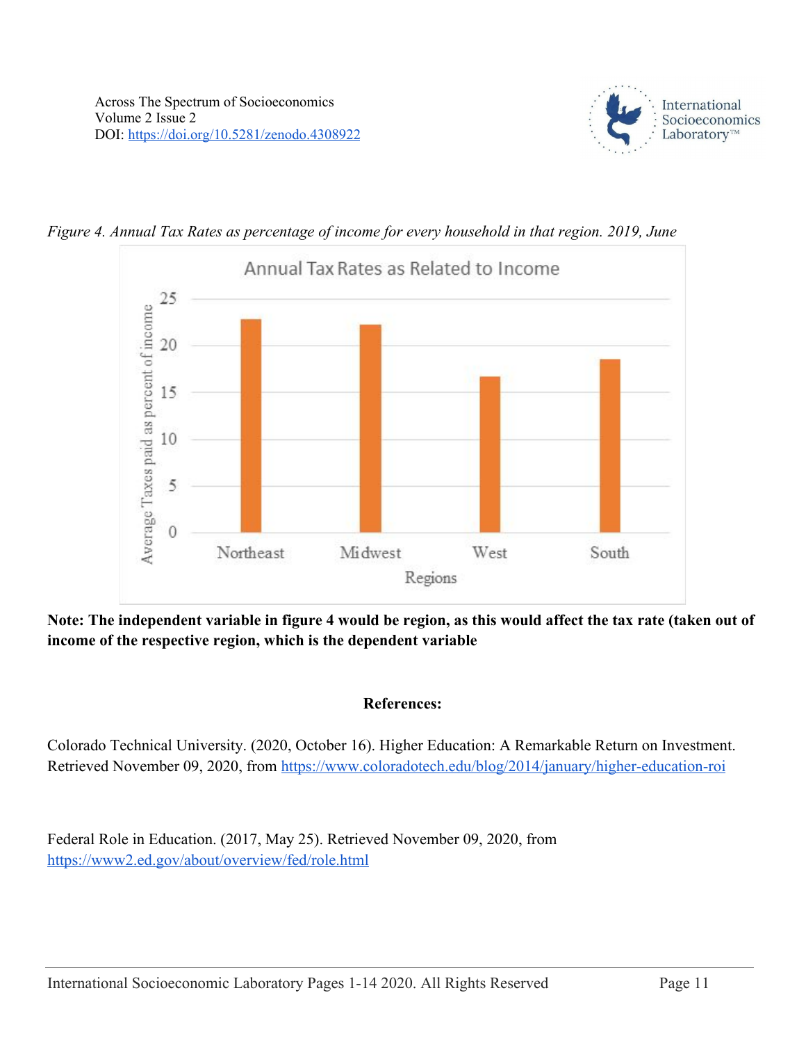*Figure 4. Annual Tax Rates as percentage of income for every household in that region. 2019, June*

**Note: The independent variable in figure 4 would be region, as this would affect the tax rate (taken out of income of the respective region, which is the dependent variable**

## References:

Colorado Technical University. (2020, October 16). Higher Education: A Remarkable Return on Investment. Retrieved November 09, 2020, from https://www.coloradotech.edu/blog/2014/january/higher-education-roi

Federal Role in Education. (2017, May 25). Retrieved November 09, 2020, from https://www2.ed.gov/about/overview/fed/role.html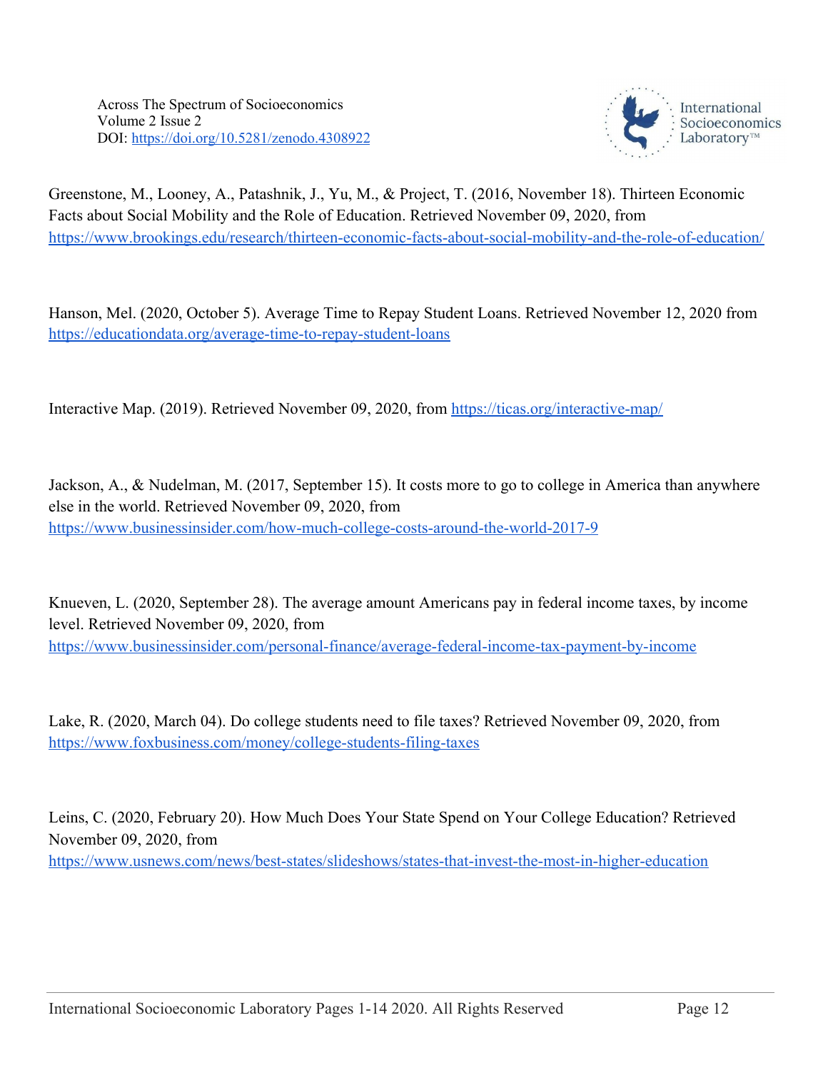Greenstone, M., Looney, A., Patashnik, J., Yu, M., & Project, T. (2016, November 18). Thirteen Economic Facts about Social Mobility and the Role of Education. Retrieved November 09, 2020, from https://www.brookings.edu/research/thirteen-economic-facts-about-social-mobility-and-the-role-of-education/

Hanson, Mel. (2020, October 5). Average Time to Repay Student Loans. Retrieved November 12, 2020 from https://educationdata.org/average-time-to-repay-student-loans

Interactive Map. (2019). Retrieved November 09, 2020, from https://ticas.org/interactive-map/

Jackson, A., & Nudelman, M. (2017, September 15). It costs more to go to college in America than anywhere else in the world. Retrieved November 09, 2020, from https://www.businessinsider.com/how-much-college-costs-around-the-world-2017-9

Knueven, L. (2020, September 28). The average amount Americans pay in federal income taxes, by income level. Retrieved November 09, 2020, from https://www.businessinsider.com/personal-finance/average-federal-income-tax-payment-by-income

Lake, R. (2020, March 04). Do college students need to file taxes? Retrieved November 09, 2020, from https://www.foxbusiness.com/money/college-students-filing-taxes

Leins, C. (2020, February 20). How Much Does Your State Spend on Your College Education? Retrieved November 09, 2020, from https://www.usnews.com/news/best-states/slideshows/states-that-invest-the-most-in-higher-education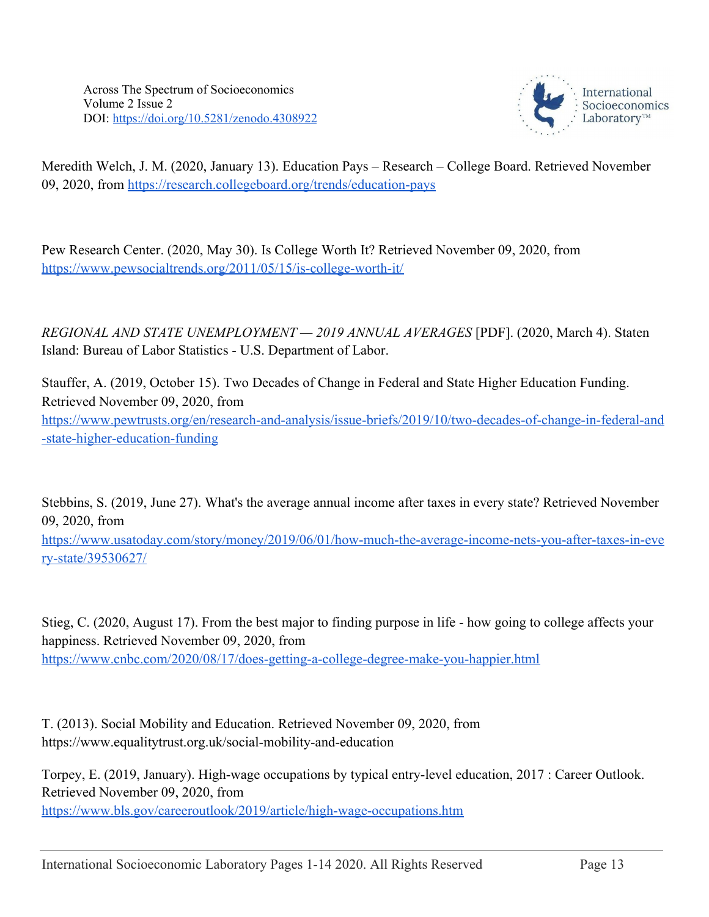Meredith Welch, J. M. (2020, January 13). Education Pays – Research – College Board. Retrieved November 09, 2020, from https://research.collegeboard.org/trends/education-pays

Pew Research Center. (2020, May 30). Is College Worth It? Retrieved November 09, 2020, from https://www.pewsocialtrends.org/2011/05/15/is-college-worth-it/

*REGIONAL AND STATE UNEMPLOYMENT — 2019 ANNUAL AVERAGES* [PDF]. (2020, March 4). Staten Island: Bureau of Labor Statistics - U.S. Department of Labor.

Stauffer, A. (2019, October 15). Two Decades of Change in Federal and State Higher Education Funding. Retrieved November 09, 2020, from https://www.pewtrusts.org/en/research-and-analysis/issue-briefs/2019/10/two-decades-of-change-in-federal-and-state-higher-education-funding

Stebbins, S. (2019, June 27). What's the average annual income after taxes in every state? Retrieved November 09, 2020, from https://www.usatoday.com/story/money/2019/06/01/how-much-the-average-income-nets-you-after-taxes-in-every-state/39530627/

Stieg, C. (2020, August 17). From the best major to finding purpose in life - how going to college affects your happiness. Retrieved November 09, 2020, from https://www.cnbc.com/2020/08/17/does-getting-a-college-degree-make-you-happier.html

T. (2013). Social Mobility and Education. Retrieved November 09, 2020, from https://www.equalitytrust.org.uk/social-mobility-and-education

Torpey, E. (2019, January). High-wage occupations by typical entry-level education, 2017 : Career Outlook. Retrieved November 09, 2020, from https://www.bls.gov/careeroutlook/2019/article/high-wage-occupations.htm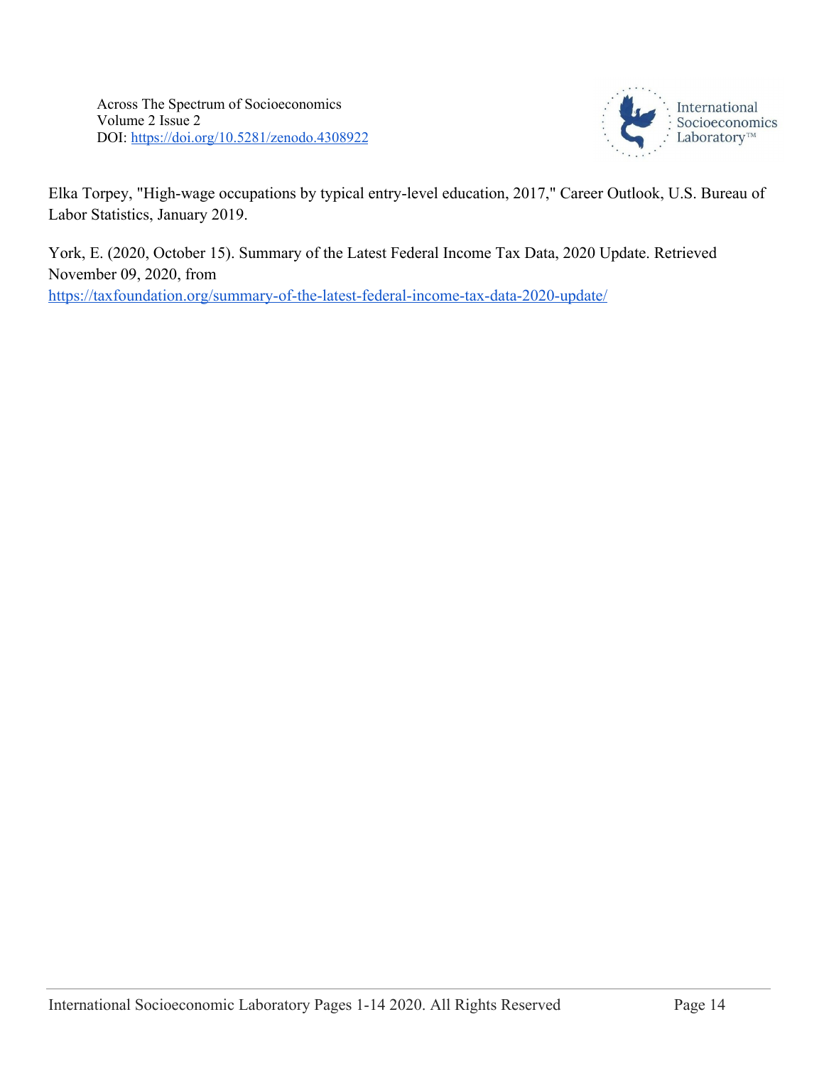Elka Torpey, "High-wage occupations by typical entry-level education, 2017," Career Outlook, U.S. Bureau of Labor Statistics, January 2019.

York, E. (2020, October 15). Summary of the Latest Federal Income Tax Data, 2020 Update. Retrieved November 09, 2020, from https://taxfoundation.org/summary-of-the-latest-federal-income-tax-data-2020-update/